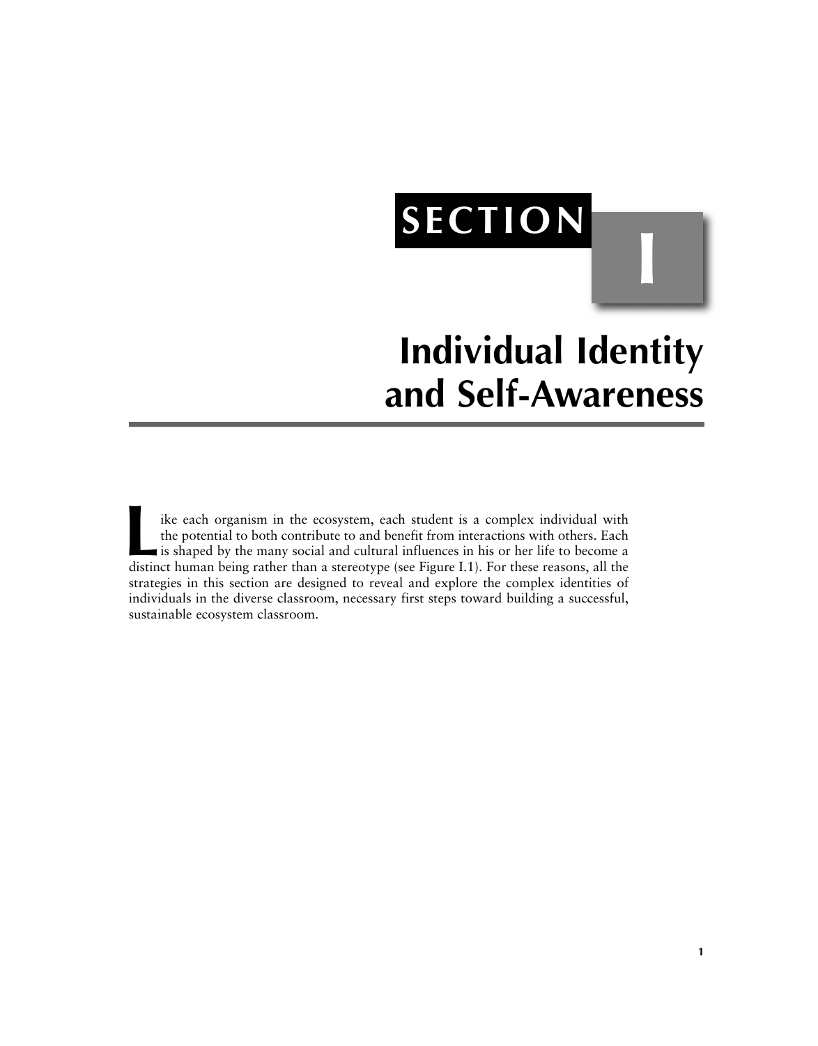# SECTION I

# Individual Identity and Self-Awareness

Like each organism in the ecosystem, each student is a complex individual with the potential to both contribute to and benefit from interactions with others. Each is shaped by the many social and cultural influences in his or her life to become a distinct human being rather than a stereotype (see Figure I.1). For these reasons, all the strategies in this section are designed to reveal and explore the complex identities of individuals in the diverse classroom, necessary first steps toward building a successful, sustainable ecosystem classroom.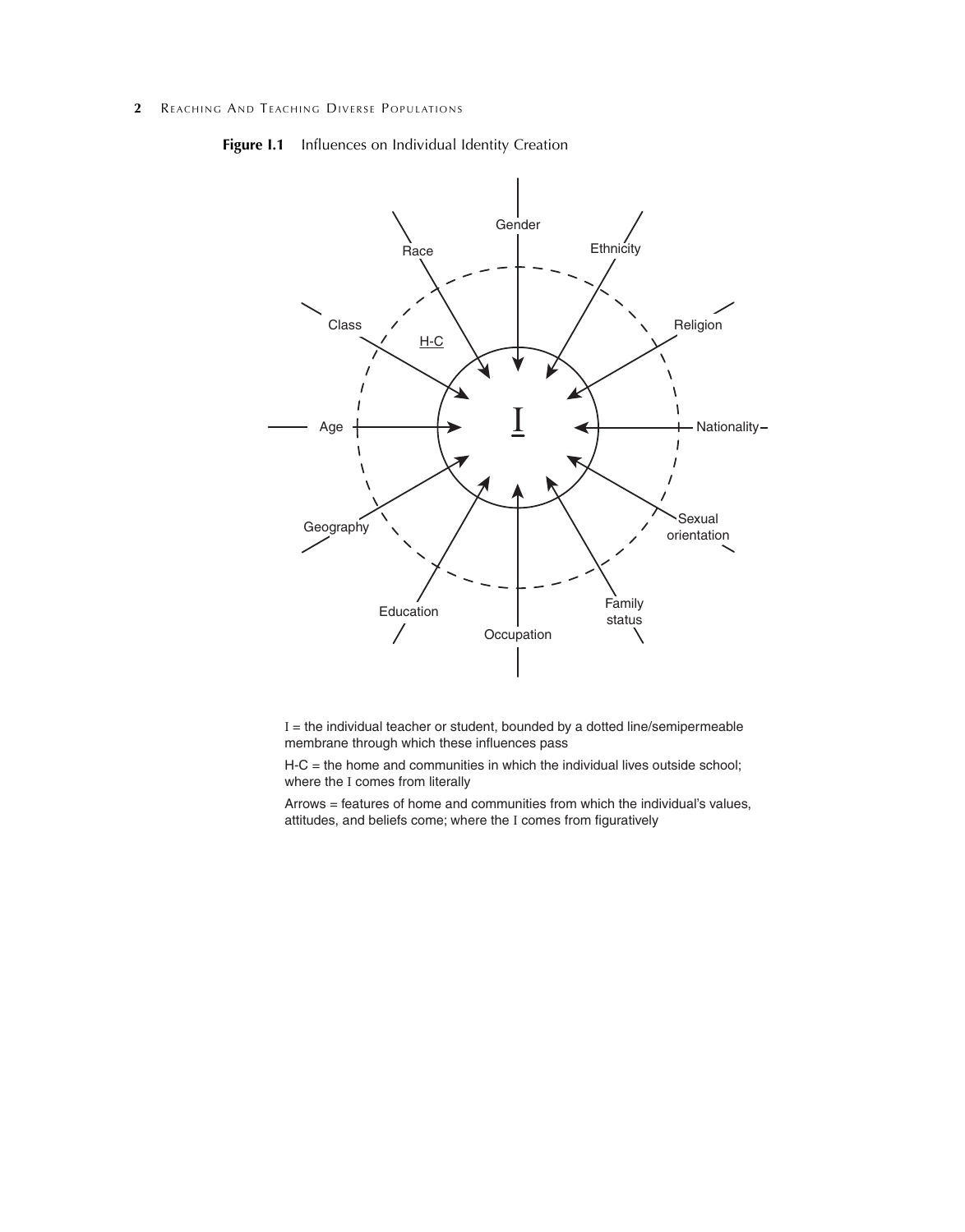**Figure I.1** Influences on Individual Identity Creation

I = the individual teacher or student, bounded by a dotted line/semipermeable membrane through which these influences pass

H-C = the home and communities in which the individual lives outside school; where the I comes from literally

Arrows = features of home and communities from which the individual's values, attitudes, and beliefs come; where the I comes from figuratively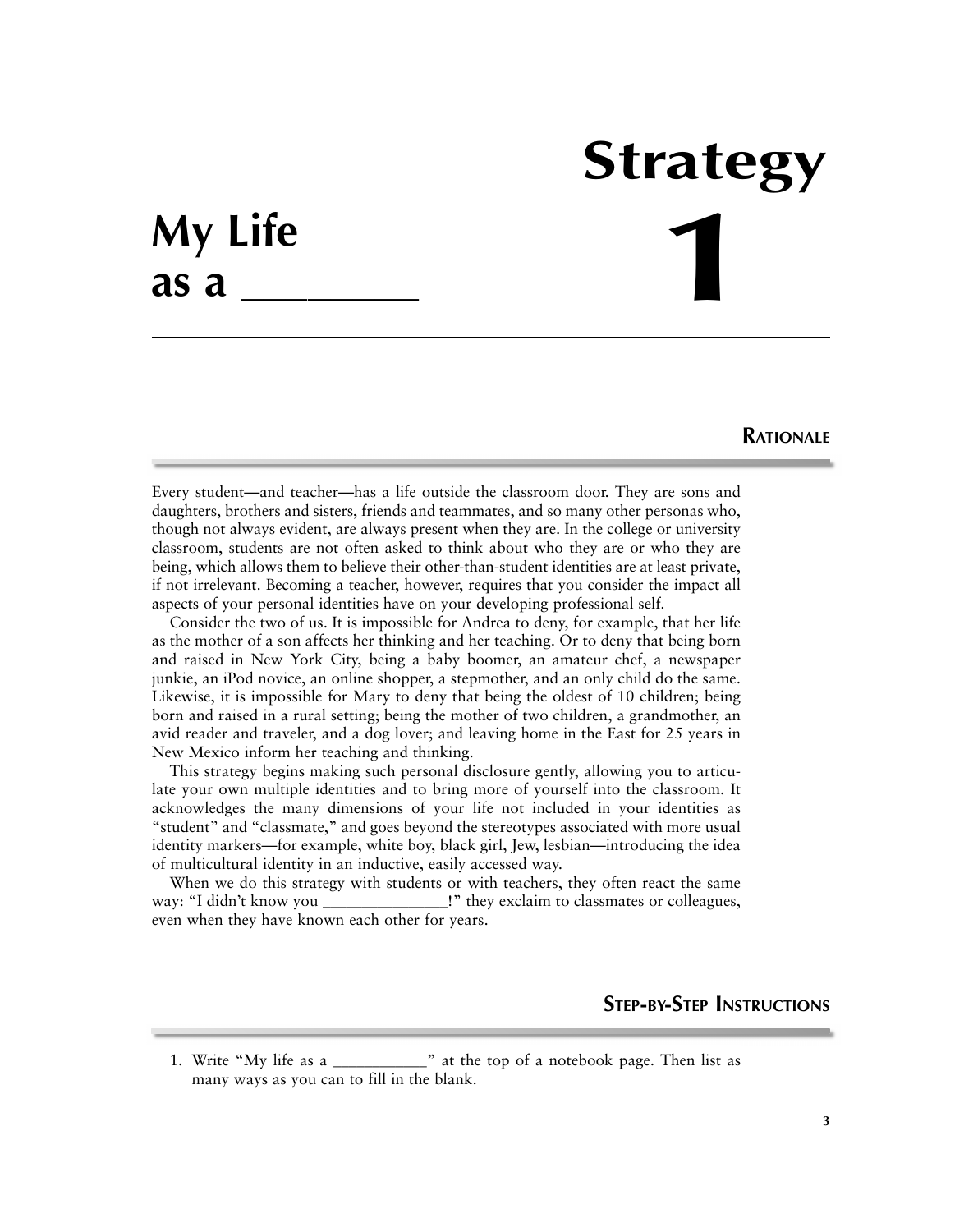# Strategy 1

# My Life as a _______

## Rationale

Every student—and teacher—has a life outside the classroom door. They are sons and daughters, brothers and sisters, friends and teammates, and so many other personas who, though not always evident, are always present when they are. In the college or university classroom, students are not often asked to think about who they are or who they are being, which allows them to believe their other-than-student identities are at least private, if not irrelevant. Becoming a teacher, however, requires that you consider the impact all aspects of your personal identities have on your developing professional self.

Consider the two of us. It is impossible for Andrea to deny, for example, that her life as the mother of a son affects her thinking and her teaching. Or to deny that being born and raised in New York City, being a baby boomer, an amateur chef, a newspaper junkie, an iPod novice, an online shopper, a stepmother, and an only child do the same. Likewise, it is impossible for Mary to deny that being the oldest of 10 children; being born and raised in a rural setting; being the mother of two children, a grandmother, an avid reader and traveler, and a dog lover; and leaving home in the East for 25 years in New Mexico inform her teaching and thinking.

This strategy begins making such personal disclosure gently, allowing you to articulate your own multiple identities and to bring more of yourself into the classroom. It acknowledges the many dimensions of your life not included in your identities as "student" and "classmate," and goes beyond the stereotypes associated with more usual identity markers—for example, white boy, black girl, Jew, lesbian—introducing the idea of multicultural identity in an inductive, easily accessed way.

When we do this strategy with students or with teachers, they often react the same way: "I didn't know you _____________!" they exclaim to classmates or colleagues, even when they have known each other for years.

## Step-by-Step Instructions

1. Write "My life as a __________" at the top of a notebook page. Then list as many ways as you can to fill in the blank.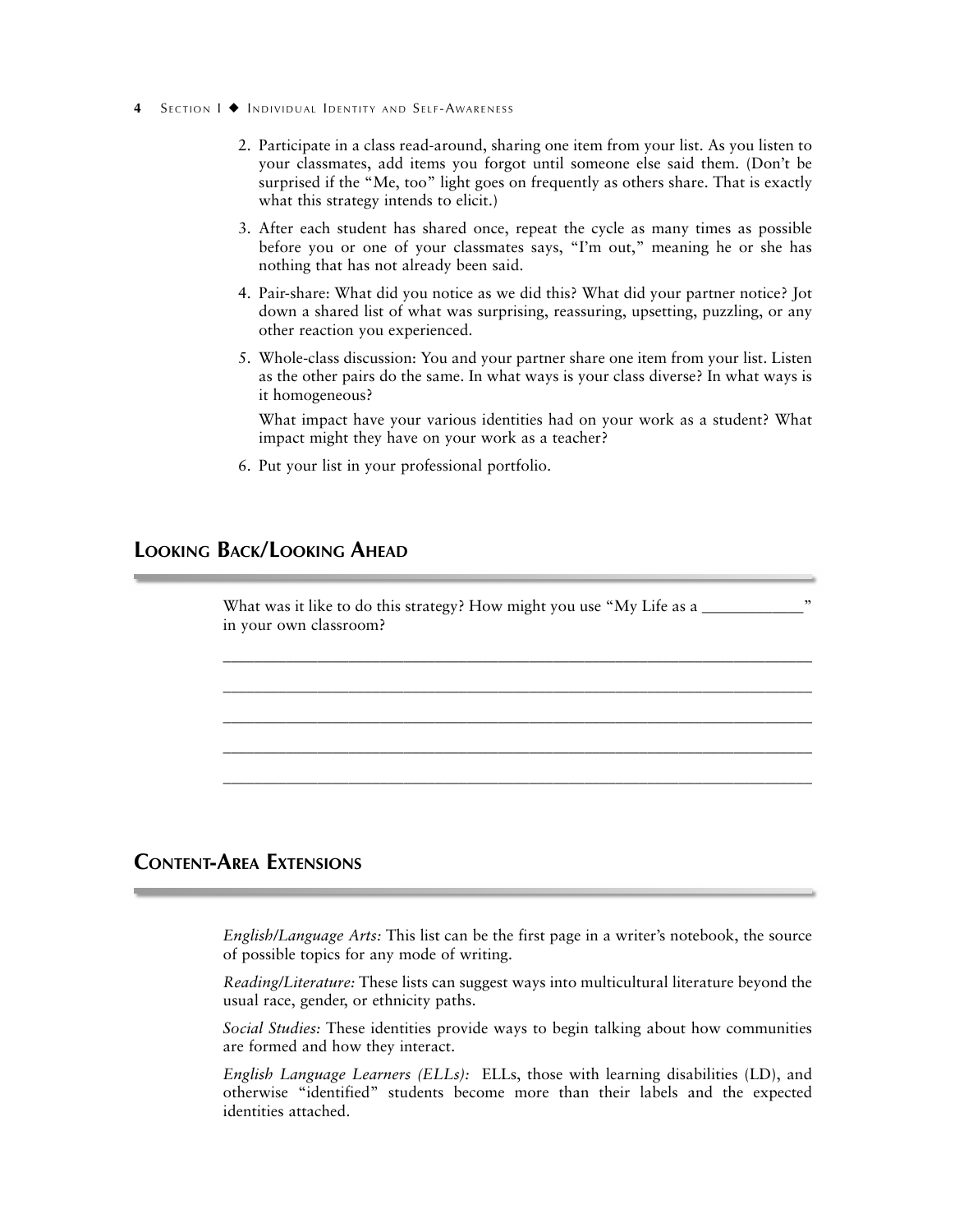2. Participate in a class read-around, sharing one item from your list. As you listen to your classmates, add items you forgot until someone else said them. (Don't be surprised if the "Me, too" light goes on frequently as others share. That is exactly what this strategy intends to elicit.)
3. After each student has shared once, repeat the cycle as many times as possible before you or one of your classmates says, "I'm out," meaning he or she has nothing that has not already been said.
4. Pair-share: What did you notice as we did this? What did your partner notice? Jot down a shared list of what was surprising, reassuring, upsetting, puzzling, or any other reaction you experienced.
5. Whole-class discussion: You and your partner share one item from your list. Listen as the other pairs do the same. In what ways is your class diverse? In what ways is it homogeneous?

   What impact have your various identities had on your work as a student? What impact might they have on your work as a teacher?
6. Put your list in your professional portfolio.

## Looking Back/Looking Ahead

What was it like to do this strategy? How might you use "My Life as a ____________" in your own classroom?

______________________________________________________________________

______________________________________________________________________

______________________________________________________________________

______________________________________________________________________

______________________________________________________________________

## Content-Area Extensions

*English/Language Arts:* This list can be the first page in a writer's notebook, the source of possible topics for any mode of writing.

*Reading/Literature:* These lists can suggest ways into multicultural literature beyond the usual race, gender, or ethnicity paths.

*Social Studies:* These identities provide ways to begin talking about how communities are formed and how they interact.

*English Language Learners (ELLs):* ELLs, those with learning disabilities (LD), and otherwise "identified" students become more than their labels and the expected identities attached.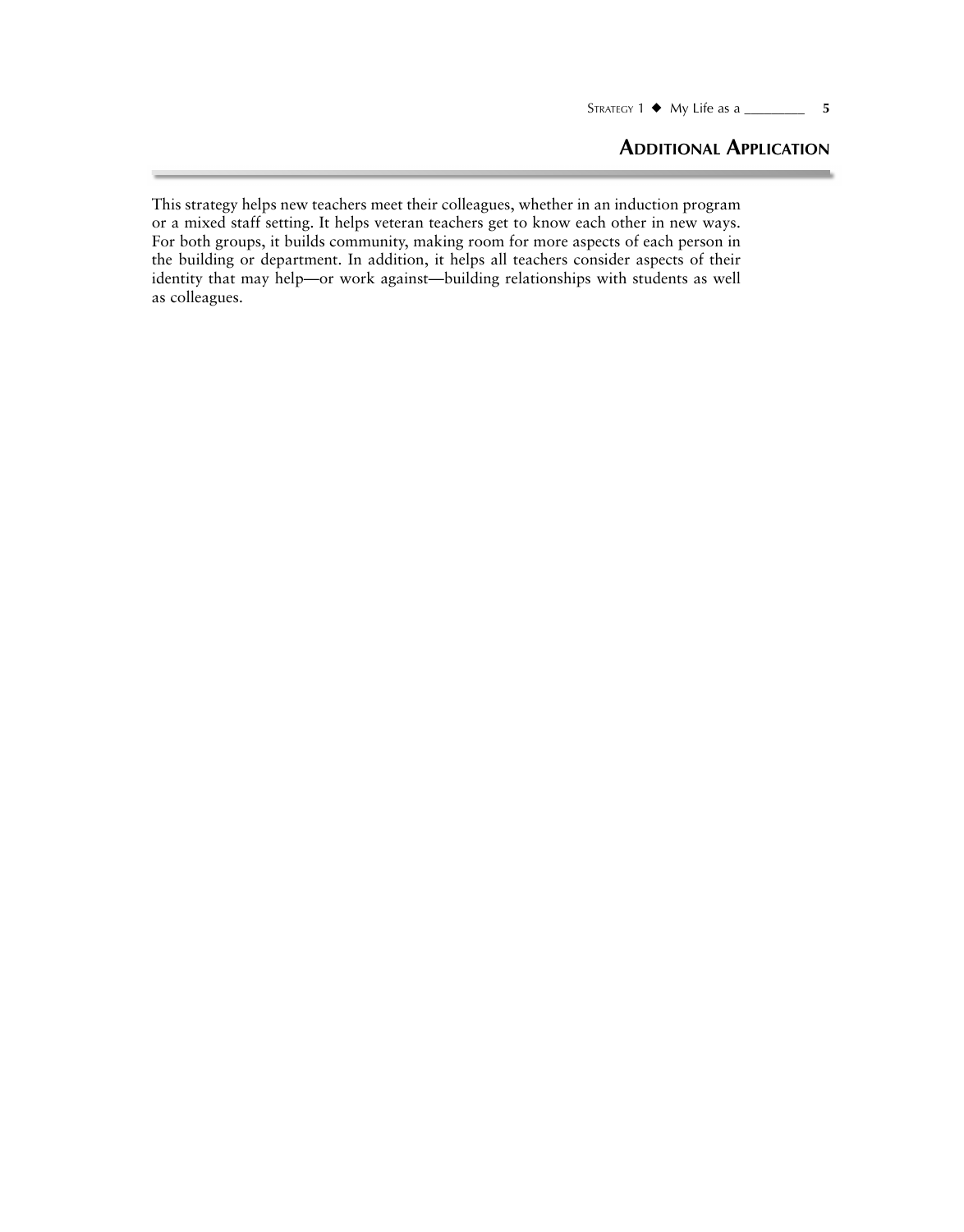## Additional Application

This strategy helps new teachers meet their colleagues, whether in an induction program or a mixed staff setting. It helps veteran teachers get to know each other in new ways. For both groups, it builds community, making room for more aspects of each person in the building or department. In addition, it helps all teachers consider aspects of their identity that may help—or work against—building relationships with students as well as colleagues.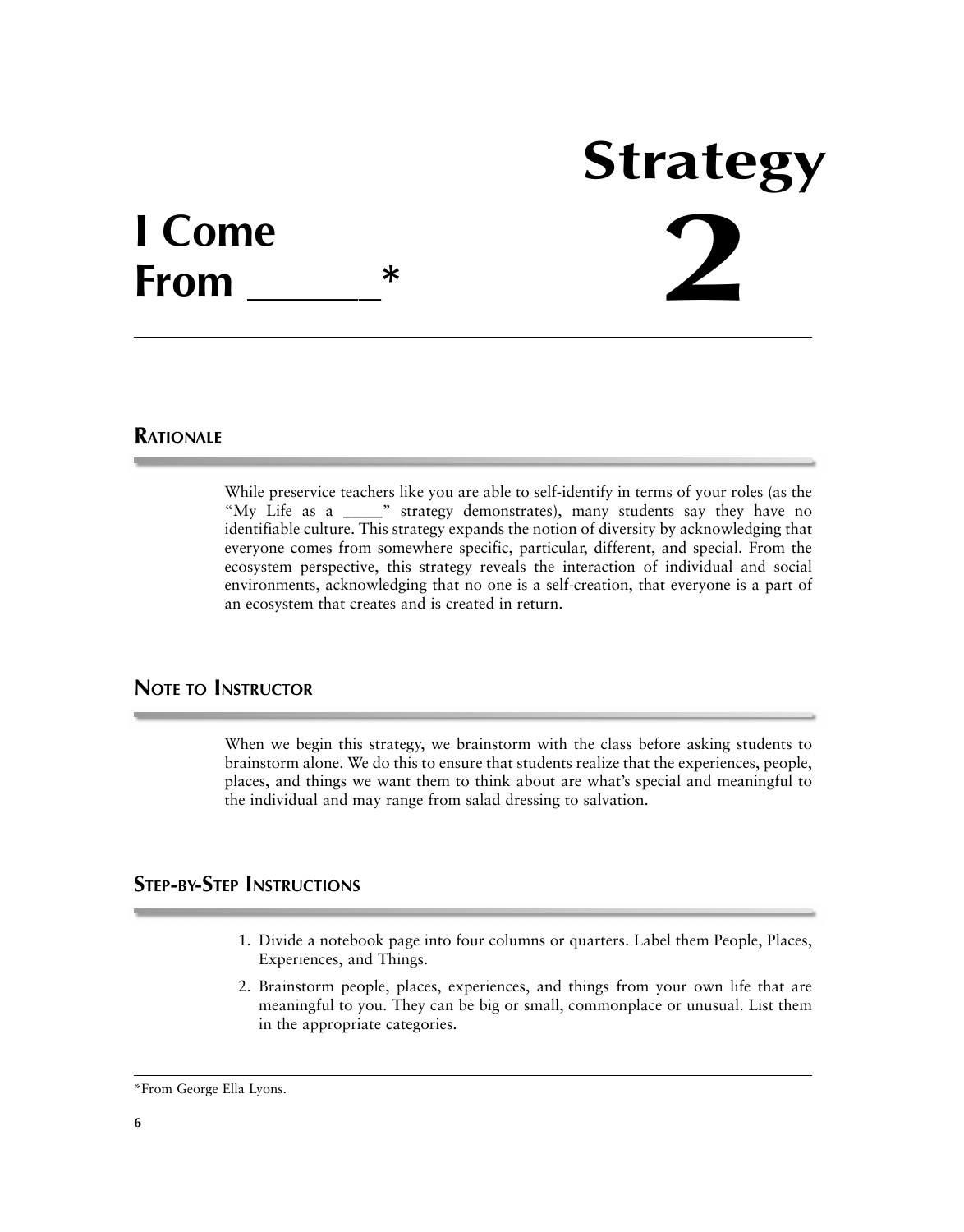# Strategy 2

# I Come From ______*

## Rationale

While preservice teachers like you are able to self-identify in terms of your roles (as the "My Life as a _____" strategy demonstrates), many students say they have no identifiable culture. This strategy expands the notion of diversity by acknowledging that everyone comes from somewhere specific, particular, different, and special. From the ecosystem perspective, this strategy reveals the interaction of individual and social environments, acknowledging that no one is a self-creation, that everyone is a part of an ecosystem that creates and is created in return.

## Note to Instructor

When we begin this strategy, we brainstorm with the class before asking students to brainstorm alone. We do this to ensure that students realize that the experiences, people, places, and things we want them to think about are what's special and meaningful to the individual and may range from salad dressing to salvation.

## Step-by-Step Instructions

1. Divide a notebook page into four columns or quarters. Label them People, Places, Experiences, and Things.
2. Brainstorm people, places, experiences, and things from your own life that are meaningful to you. They can be big or small, commonplace or unusual. List them in the appropriate categories.

*From George Ella Lyons.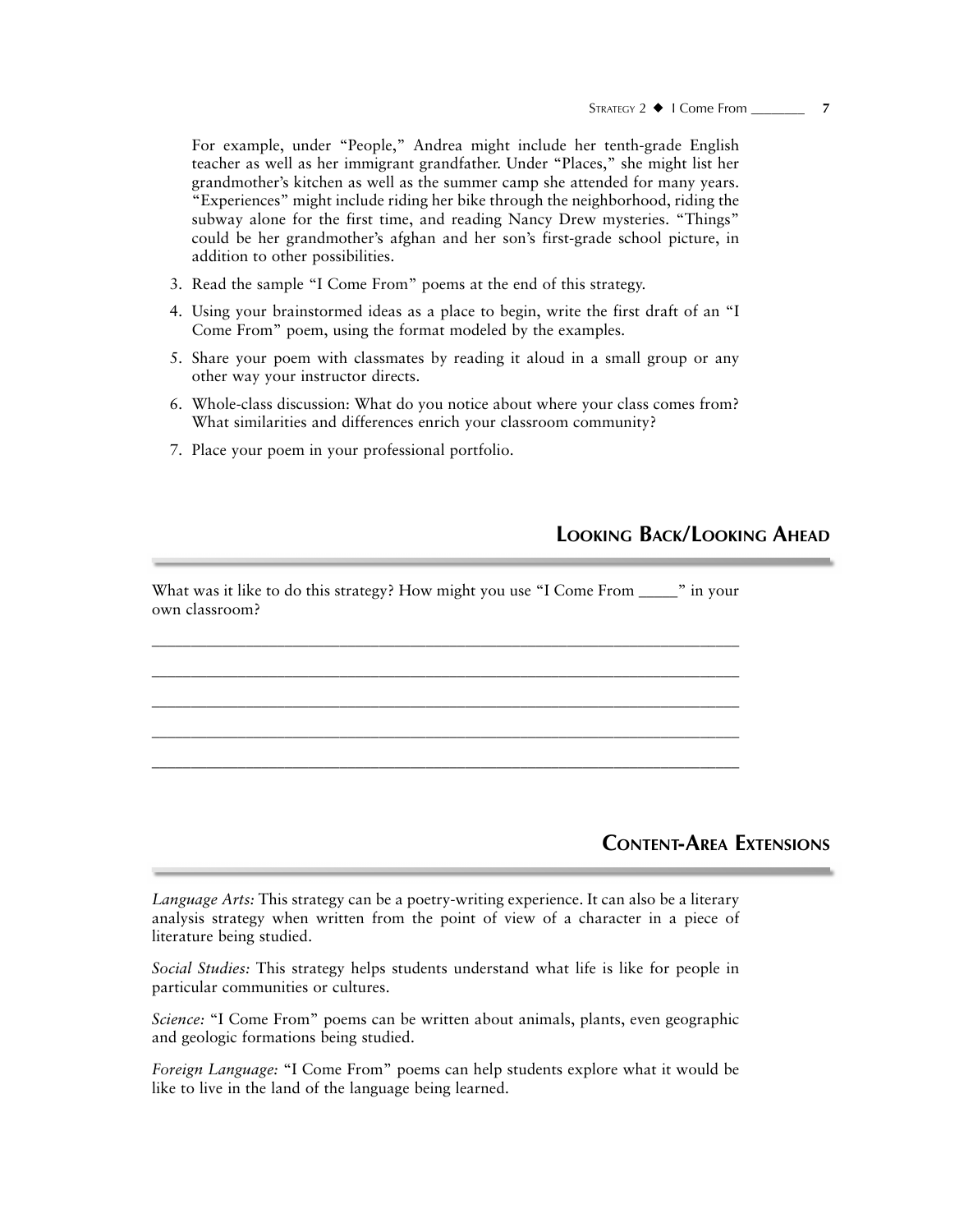For example, under "People," Andrea might include her tenth-grade English teacher as well as her immigrant grandfather. Under "Places," she might list her grandmother's kitchen as well as the summer camp she attended for many years. "Experiences" might include riding her bike through the neighborhood, riding the subway alone for the first time, and reading Nancy Drew mysteries. "Things" could be her grandmother's afghan and her son's first-grade school picture, in addition to other possibilities.

3. Read the sample "I Come From" poems at the end of this strategy.
4. Using your brainstormed ideas as a place to begin, write the first draft of an "I Come From" poem, using the format modeled by the examples.
5. Share your poem with classmates by reading it aloud in a small group or any other way your instructor directs.
6. Whole-class discussion: What do you notice about where your class comes from? What similarities and differences enrich your classroom community?
7. Place your poem in your professional portfolio.

## Looking Back/Looking Ahead

What was it like to do this strategy? How might you use "I Come From _____" in your own classroom?

_______________________________________________________________________

_______________________________________________________________________

_______________________________________________________________________

_______________________________________________________________________

_______________________________________________________________________

## Content-Area Extensions

*Language Arts:* This strategy can be a poetry-writing experience. It can also be a literary analysis strategy when written from the point of view of a character in a piece of literature being studied.

*Social Studies:* This strategy helps students understand what life is like for people in particular communities or cultures.

*Science:* "I Come From" poems can be written about animals, plants, even geographic and geologic formations being studied.

*Foreign Language:* "I Come From" poems can help students explore what it would be like to live in the land of the language being learned.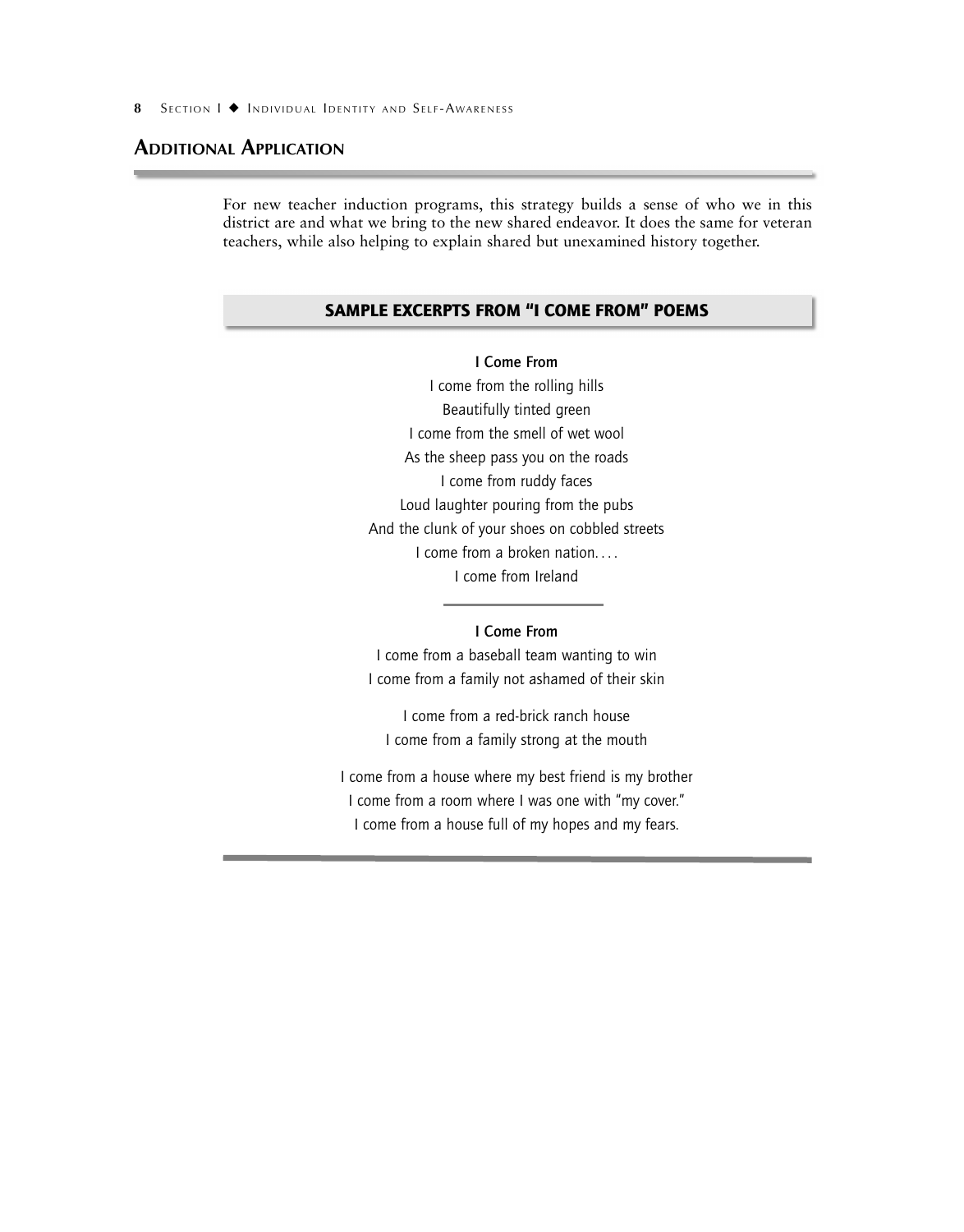## ADDITIONAL APPLICATION

For new teacher induction programs, this strategy builds a sense of who we in this district are and what we bring to the new shared endeavor. It does the same for veteran teachers, while also helping to explain shared but unexamined history together.

### SAMPLE EXCERPTS FROM "I COME FROM" POEMS

**I Come From**

I come from the rolling hills  
Beautifully tinted green  
I come from the smell of wet wool  
As the sheep pass you on the roads  
I come from ruddy faces  
Loud laughter pouring from the pubs  
And the clunk of your shoes on cobbled streets  
I come from a broken nation. . . .  
I come from Ireland

---

**I Come From**

I come from a baseball team wanting to win  
I come from a family not ashamed of their skin

I come from a red-brick ranch house  
I come from a family strong at the mouth

I come from a house where my best friend is my brother  
I come from a room where I was one with "my cover."  
I come from a house full of my hopes and my fears.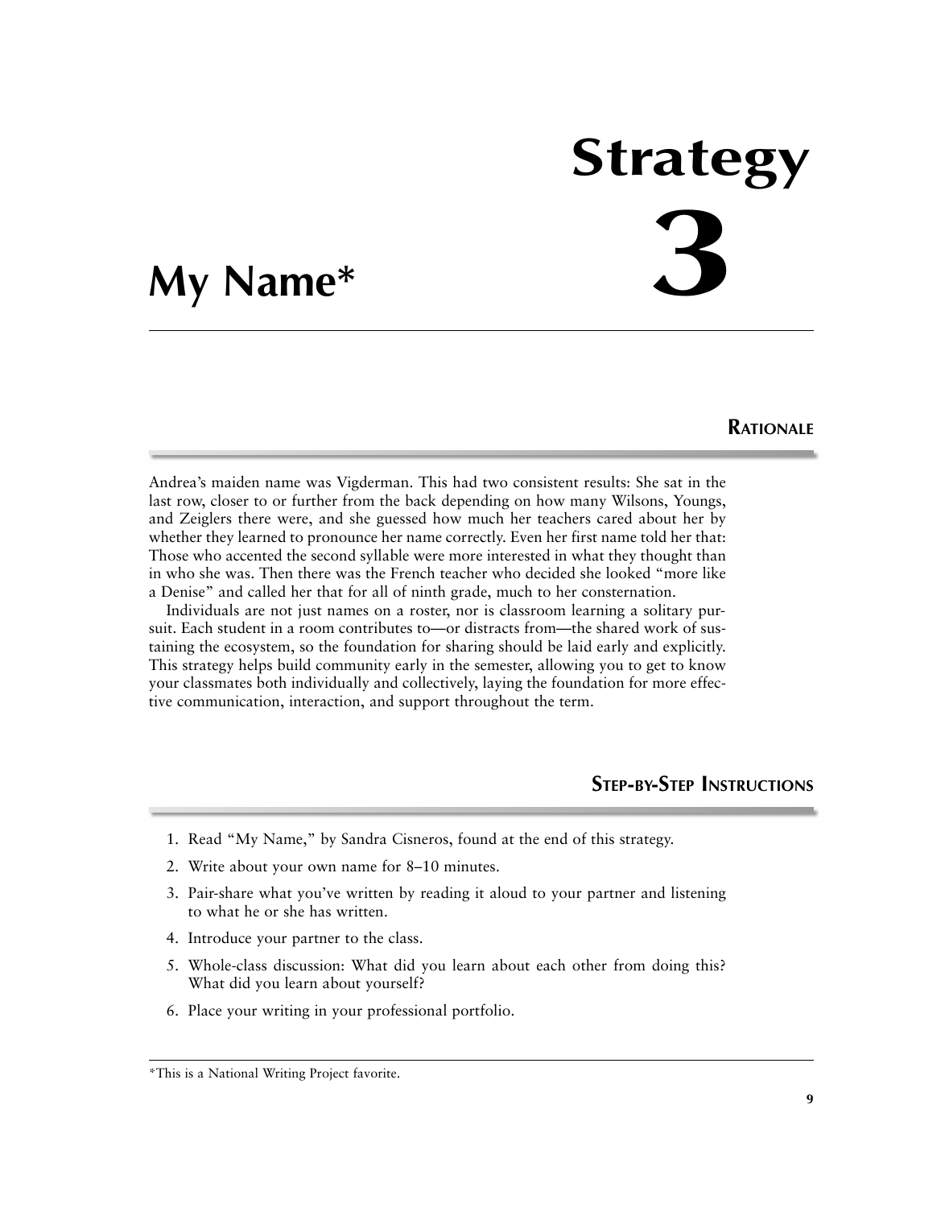# Strategy 3

# My Name*

## Rationale

Andrea's maiden name was Vigderman. This had two consistent results: She sat in the last row, closer to or further from the back depending on how many Wilsons, Youngs, and Zeiglers there were, and she guessed how much her teachers cared about her by whether they learned to pronounce her name correctly. Even her first name told her that: Those who accented the second syllable were more interested in what they thought than in who she was. Then there was the French teacher who decided she looked "more like a Denise" and called her that for all of ninth grade, much to her consternation.

Individuals are not just names on a roster, nor is classroom learning a solitary pursuit. Each student in a room contributes to—or distracts from—the shared work of sustaining the ecosystem, so the foundation for sharing should be laid early and explicitly. This strategy helps build community early in the semester, allowing you to get to know your classmates both individually and collectively, laying the foundation for more effective communication, interaction, and support throughout the term.

## Step-by-Step Instructions

1. Read "My Name," by Sandra Cisneros, found at the end of this strategy.
2. Write about your own name for 8–10 minutes.
3. Pair-share what you've written by reading it aloud to your partner and listening to what he or she has written.
4. Introduce your partner to the class.
5. Whole-class discussion: What did you learn about each other from doing this? What did you learn about yourself?
6. Place your writing in your professional portfolio.

*This is a National Writing Project favorite.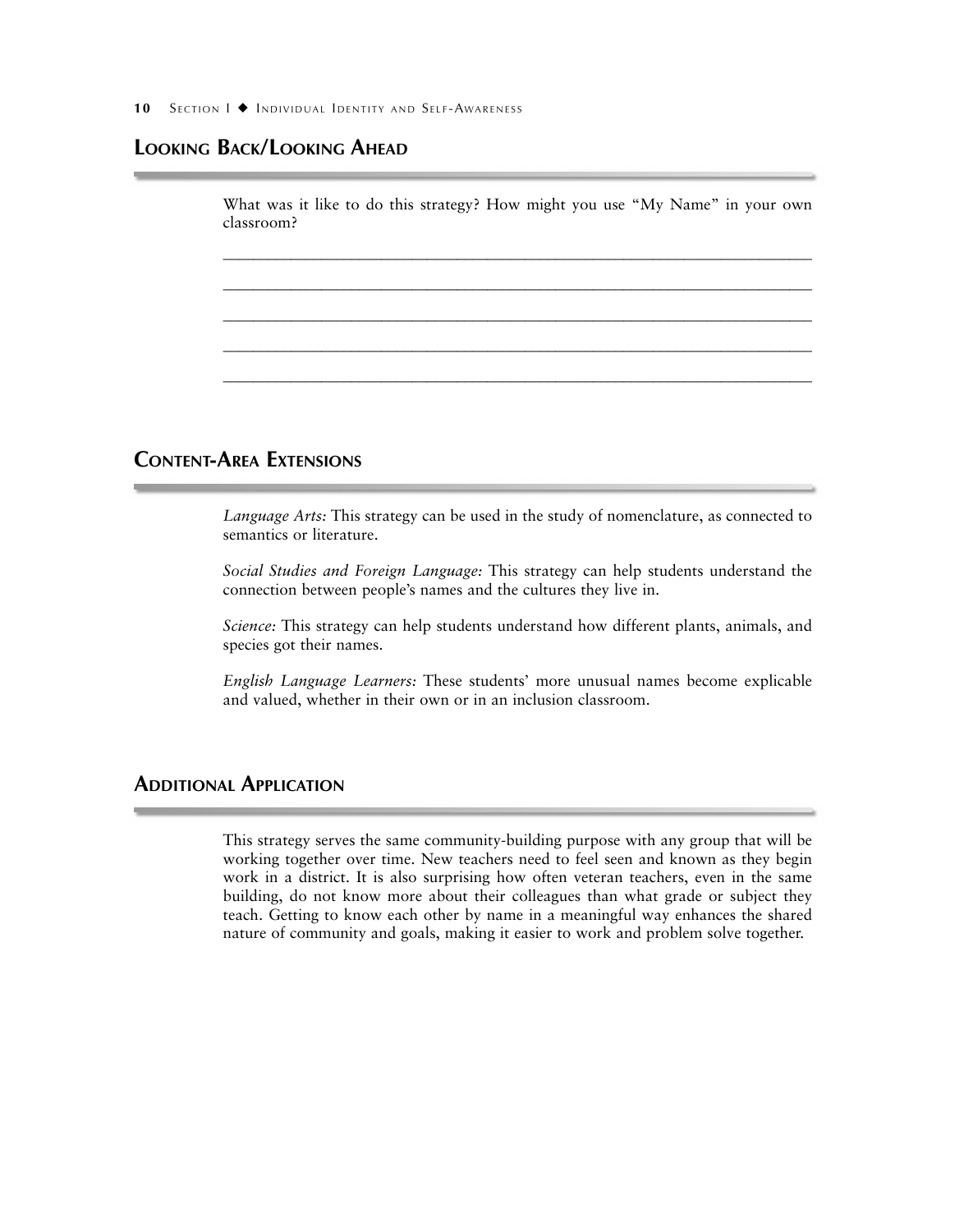## Looking Back/Looking Ahead

What was it like to do this strategy? How might you use "My Name" in your own classroom?

______________________________________________________________________

______________________________________________________________________

______________________________________________________________________

______________________________________________________________________

______________________________________________________________________

## Content-Area Extensions

*Language Arts:* This strategy can be used in the study of nomenclature, as connected to semantics or literature.

*Social Studies and Foreign Language:* This strategy can help students understand the connection between people's names and the cultures they live in.

*Science:* This strategy can help students understand how different plants, animals, and species got their names.

*English Language Learners:* These students' more unusual names become explicable and valued, whether in their own or in an inclusion classroom.

## Additional Application

This strategy serves the same community-building purpose with any group that will be working together over time. New teachers need to feel seen and known as they begin work in a district. It is also surprising how often veteran teachers, even in the same building, do not know more about their colleagues than what grade or subject they teach. Getting to know each other by name in a meaningful way enhances the shared nature of community and goals, making it easier to work and problem solve together.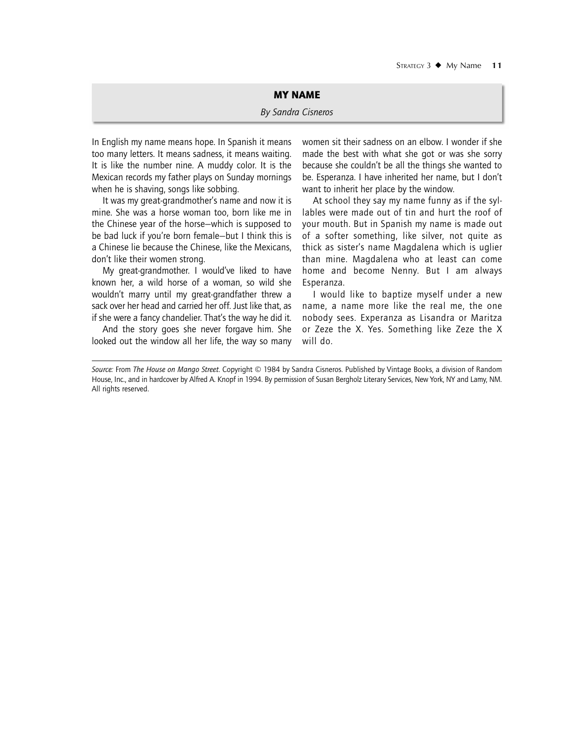## MY NAME

*By Sandra Cisneros*

In English my name means hope. In Spanish it means too many letters. It means sadness, it means waiting. It is like the number nine. A muddy color. It is the Mexican records my father plays on Sunday mornings when he is shaving, songs like sobbing.

It was my great-grandmother's name and now it is mine. She was a horse woman too, born like me in the Chinese year of the horse—which is supposed to be bad luck if you're born female—but I think this is a Chinese lie because the Chinese, like the Mexicans, don't like their women strong.

My great-grandmother. I would've liked to have known her, a wild horse of a woman, so wild she wouldn't marry until my great-grandfather threw a sack over her head and carried her off. Just like that, as if she were a fancy chandelier. That's the way he did it.

And the story goes she never forgave him. She looked out the window all her life, the way so many women sit their sadness on an elbow. I wonder if she made the best with what she got or was she sorry because she couldn't be all the things she wanted to be. Esperanza. I have inherited her name, but I don't want to inherit her place by the window.

At school they say my name funny as if the syllables were made out of tin and hurt the roof of your mouth. But in Spanish my name is made out of a softer something, like silver, not quite as thick as sister's name Magdalena which is uglier than mine. Magdalena who at least can come home and become Nenny. But I am always Esperanza.

I would like to baptize myself under a new name, a name more like the real me, the one nobody sees. Experanza as Lisandra or Maritza or Zeze the X. Yes. Something like Zeze the X will do.

*Source:* From *The House on Mango Street*. Copyright © 1984 by Sandra Cisneros. Published by Vintage Books, a division of Random House, Inc., and in hardcover by Alfred A. Knopf in 1994. By permission of Susan Bergholz Literary Services, New York, NY and Lamy, NM. All rights reserved.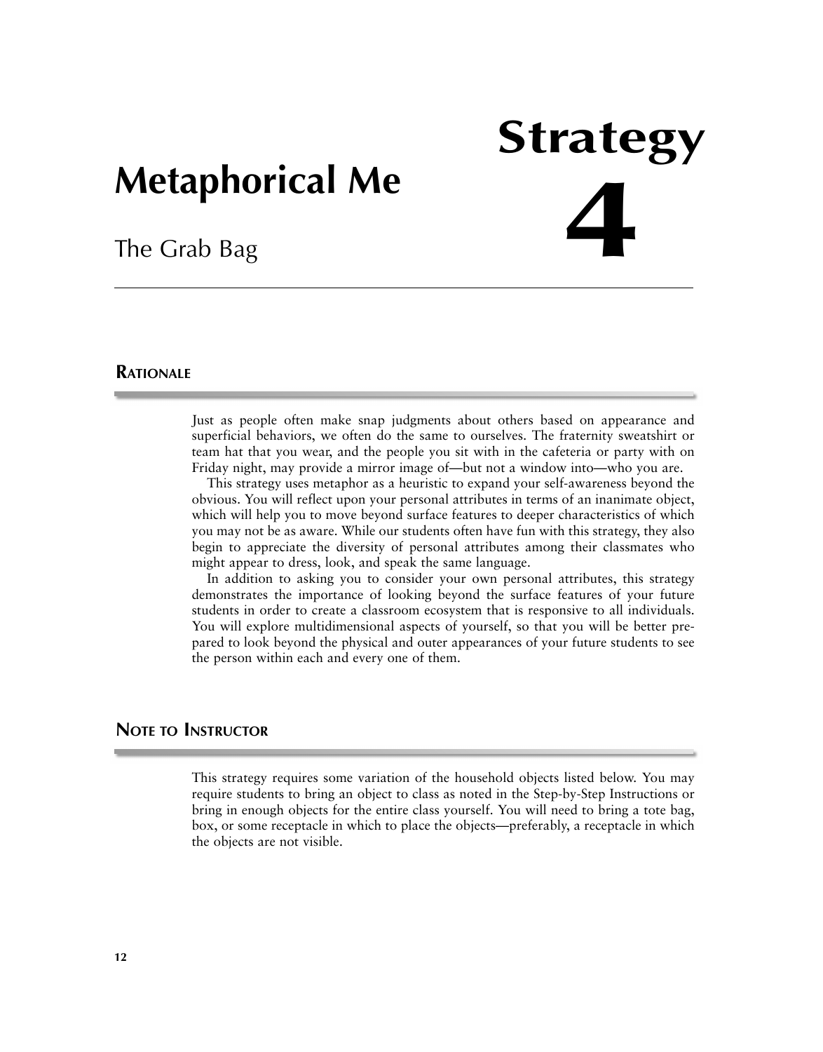# Strategy 4

# Metaphorical Me

## The Grab Bag

## Rationale

Just as people often make snap judgments about others based on appearance and superficial behaviors, we often do the same to ourselves. The fraternity sweatshirt or team hat that you wear, and the people you sit with in the cafeteria or party with on Friday night, may provide a mirror image of—but not a window into—who you are.

This strategy uses metaphor as a heuristic to expand your self-awareness beyond the obvious. You will reflect upon your personal attributes in terms of an inanimate object, which will help you to move beyond surface features to deeper characteristics of which you may not be as aware. While our students often have fun with this strategy, they also begin to appreciate the diversity of personal attributes among their classmates who might appear to dress, look, and speak the same language.

In addition to asking you to consider your own personal attributes, this strategy demonstrates the importance of looking beyond the surface features of your future students in order to create a classroom ecosystem that is responsive to all individuals. You will explore multidimensional aspects of yourself, so that you will be better prepared to look beyond the physical and outer appearances of your future students to see the person within each and every one of them.

## Note to Instructor

This strategy requires some variation of the household objects listed below. You may require students to bring an object to class as noted in the Step-by-Step Instructions or bring in enough objects for the entire class yourself. You will need to bring a tote bag, box, or some receptacle in which to place the objects—preferably, a receptacle in which the objects are not visible.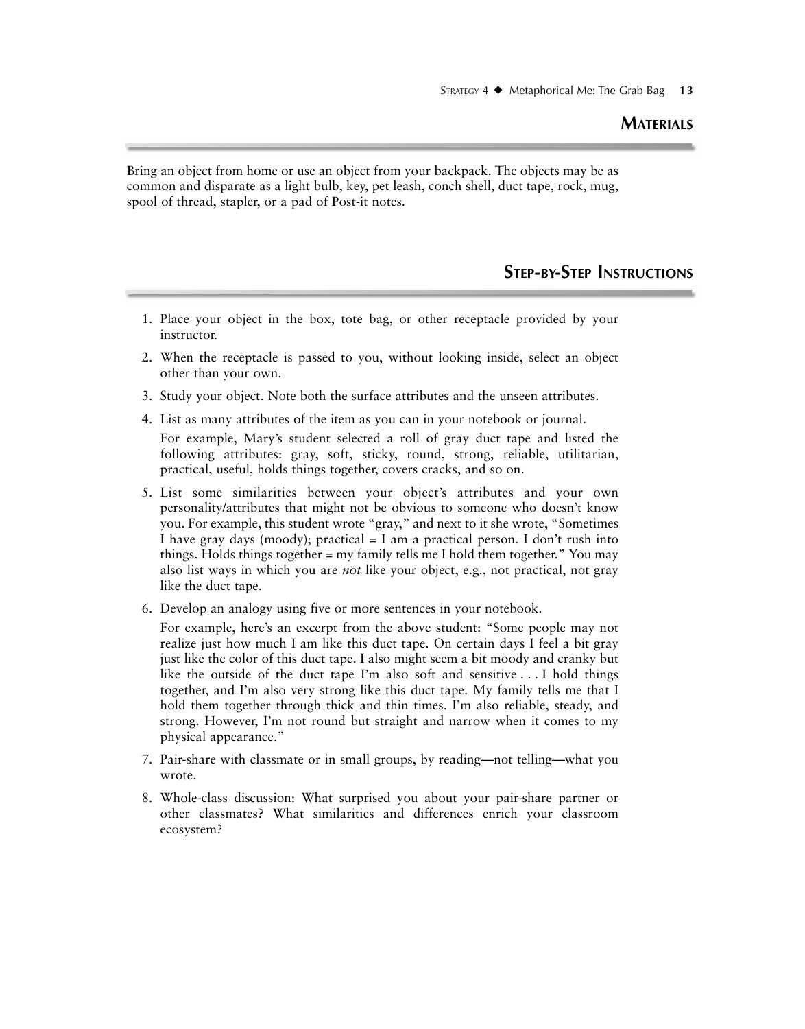## Materials

Bring an object from home or use an object from your backpack. The objects may be as common and disparate as a light bulb, key, pet leash, conch shell, duct tape, rock, mug, spool of thread, stapler, or a pad of Post-it notes.

## Step-by-Step Instructions

1. Place your object in the box, tote bag, or other receptacle provided by your instructor.
2. When the receptacle is passed to you, without looking inside, select an object other than your own.
3. Study your object. Note both the surface attributes and the unseen attributes.
4. List as many attributes of the item as you can in your notebook or journal.

   For example, Mary's student selected a roll of gray duct tape and listed the following attributes: gray, soft, sticky, round, strong, reliable, utilitarian, practical, useful, holds things together, covers cracks, and so on.
5. List some similarities between your object's attributes and your own personality/attributes that might not be obvious to someone who doesn't know you. For example, this student wrote "gray," and next to it she wrote, "Sometimes I have gray days (moody); practical = I am a practical person. I don't rush into things. Holds things together = my family tells me I hold them together." You may also list ways in which you are *not* like your object, e.g., not practical, not gray like the duct tape.
6. Develop an analogy using five or more sentences in your notebook.

   For example, here's an excerpt from the above student: "Some people may not realize just how much I am like this duct tape. On certain days I feel a bit gray just like the color of this duct tape. I also might seem a bit moody and cranky but like the outside of the duct tape I'm also soft and sensitive . . . I hold things together, and I'm also very strong like this duct tape. My family tells me that I hold them together through thick and thin times. I'm also reliable, steady, and strong. However, I'm not round but straight and narrow when it comes to my physical appearance."
7. Pair-share with classmate or in small groups, by reading—not telling—what you wrote.
8. Whole-class discussion: What surprised you about your pair-share partner or other classmates? What similarities and differences enrich your classroom ecosystem?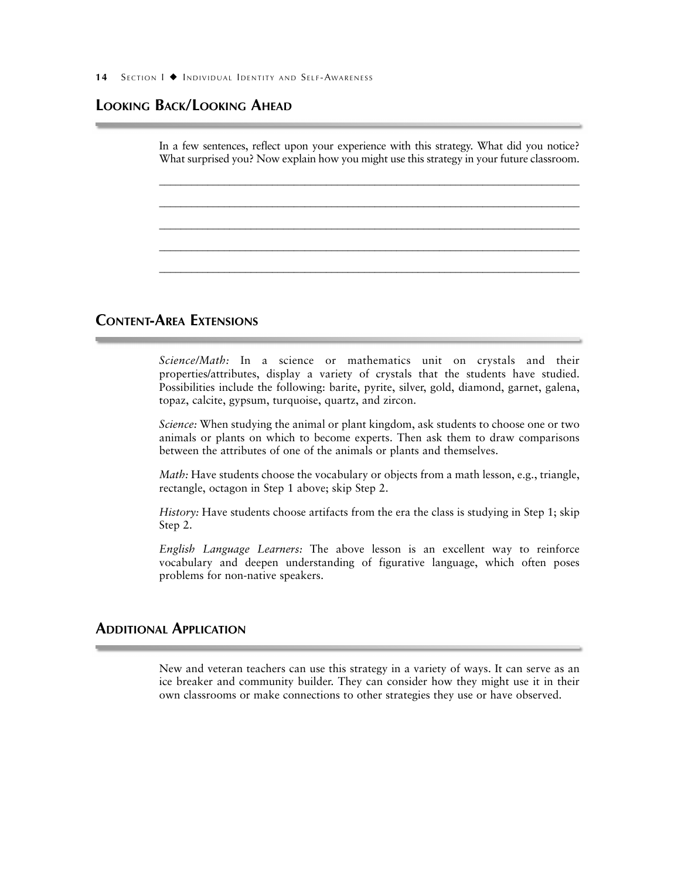## Looking Back/Looking Ahead

In a few sentences, reflect upon your experience with this strategy. What did you notice? What surprised you? Now explain how you might use this strategy in your future classroom.

_______________________________________________________________________

_______________________________________________________________________

_______________________________________________________________________

_______________________________________________________________________

_______________________________________________________________________

## Content-Area Extensions

*Science/Math:* In a science or mathematics unit on crystals and their properties/attributes, display a variety of crystals that the students have studied. Possibilities include the following: barite, pyrite, silver, gold, diamond, garnet, galena, topaz, calcite, gypsum, turquoise, quartz, and zircon.

*Science:* When studying the animal or plant kingdom, ask students to choose one or two animals or plants on which to become experts. Then ask them to draw comparisons between the attributes of one of the animals or plants and themselves.

*Math:* Have students choose the vocabulary or objects from a math lesson, e.g., triangle, rectangle, octagon in Step 1 above; skip Step 2.

*History:* Have students choose artifacts from the era the class is studying in Step 1; skip Step 2.

*English Language Learners:* The above lesson is an excellent way to reinforce vocabulary and deepen understanding of figurative language, which often poses problems for non-native speakers.

## Additional Application

New and veteran teachers can use this strategy in a variety of ways. It can serve as an ice breaker and community builder. They can consider how they might use it in their own classrooms or make connections to other strategies they use or have observed.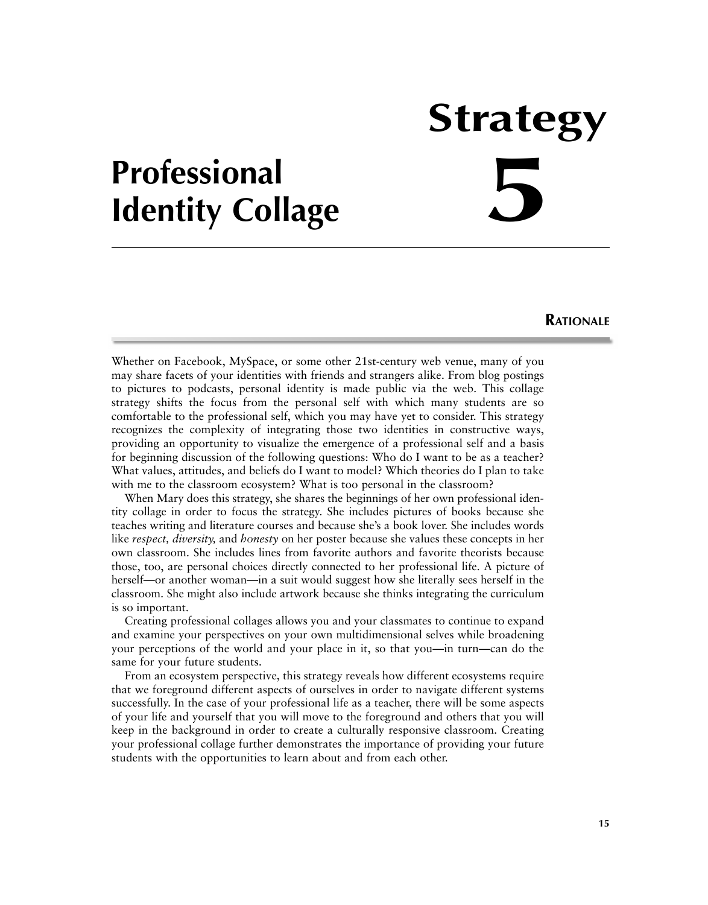# Strategy 5

# Professional Identity Collage

## Rationale

Whether on Facebook, MySpace, or some other 21st-century web venue, many of you may share facets of your identities with friends and strangers alike. From blog postings to pictures to podcasts, personal identity is made public via the web. This collage strategy shifts the focus from the personal self with which many students are so comfortable to the professional self, which you may have yet to consider. This strategy recognizes the complexity of integrating those two identities in constructive ways, providing an opportunity to visualize the emergence of a professional self and a basis for beginning discussion of the following questions: Who do I want to be as a teacher? What values, attitudes, and beliefs do I want to model? Which theories do I plan to take with me to the classroom ecosystem? What is too personal in the classroom?

When Mary does this strategy, she shares the beginnings of her own professional identity collage in order to focus the strategy. She includes pictures of books because she teaches writing and literature courses and because she's a book lover. She includes words like *respect, diversity,* and *honesty* on her poster because she values these concepts in her own classroom. She includes lines from favorite authors and favorite theorists because those, too, are personal choices directly connected to her professional life. A picture of herself—or another woman—in a suit would suggest how she literally sees herself in the classroom. She might also include artwork because she thinks integrating the curriculum is so important.

Creating professional collages allows you and your classmates to continue to expand and examine your perspectives on your own multidimensional selves while broadening your perceptions of the world and your place in it, so that you—in turn—can do the same for your future students.

From an ecosystem perspective, this strategy reveals how different ecosystems require that we foreground different aspects of ourselves in order to navigate different systems successfully. In the case of your professional life as a teacher, there will be some aspects of your life and yourself that you will move to the foreground and others that you will keep in the background in order to create a culturally responsive classroom. Creating your professional collage further demonstrates the importance of providing your future students with the opportunities to learn about and from each other.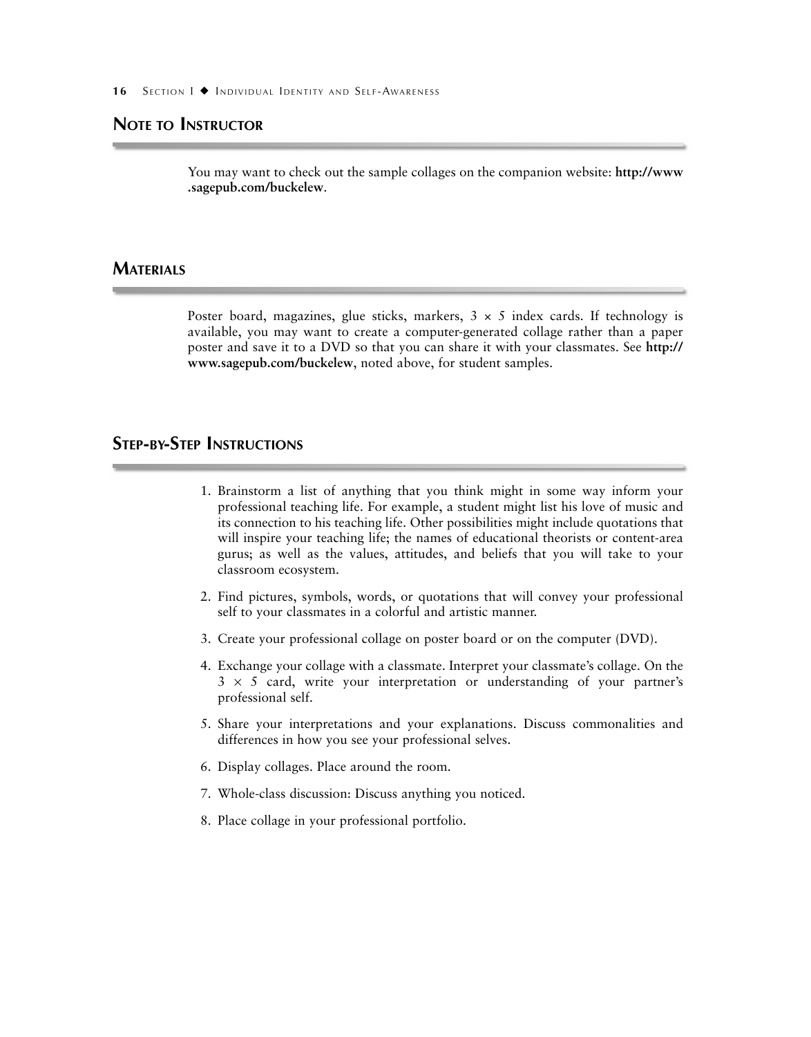## Note to Instructor

You may want to check out the sample collages on the companion website: **http://www.sagepub.com/buckelew**.

## Materials

Poster board, magazines, glue sticks, markers, 3 × 5 index cards. If technology is available, you may want to create a computer-generated collage rather than a paper poster and save it to a DVD so that you can share it with your classmates. See **http://www.sagepub.com/buckelew**, noted above, for student samples.

## Step-by-Step Instructions

1. Brainstorm a list of anything that you think might in some way inform your professional teaching life. For example, a student might list his love of music and its connection to his teaching life. Other possibilities might include quotations that will inspire your teaching life; the names of educational theorists or content-area gurus; as well as the values, attitudes, and beliefs that you will take to your classroom ecosystem.
2. Find pictures, symbols, words, or quotations that will convey your professional self to your classmates in a colorful and artistic manner.
3. Create your professional collage on poster board or on the computer (DVD).
4. Exchange your collage with a classmate. Interpret your classmate's collage. On the 3 × 5 card, write your interpretation or understanding of your partner's professional self.
5. Share your interpretations and your explanations. Discuss commonalities and differences in how you see your professional selves.
6. Display collages. Place around the room.
7. Whole-class discussion: Discuss anything you noticed.
8. Place collage in your professional portfolio.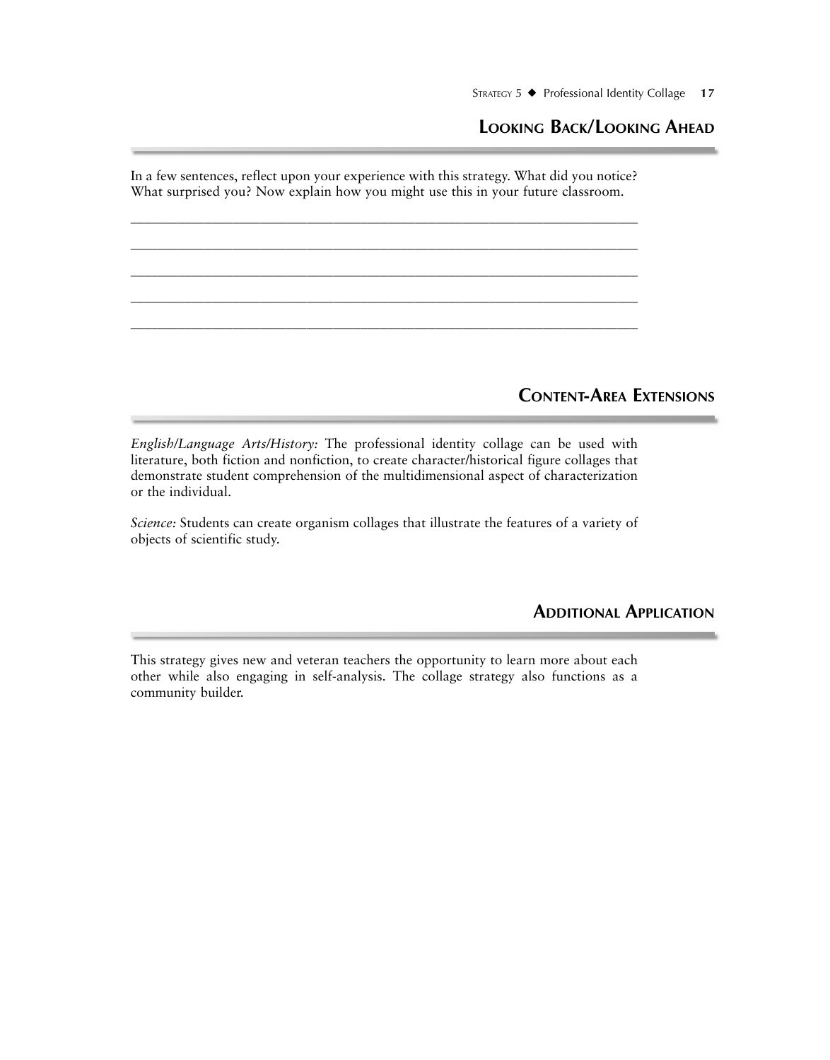## Looking Back/Looking Ahead

In a few sentences, reflect upon your experience with this strategy. What did you notice? What surprised you? Now explain how you might use this in your future classroom.

_______________________________________________________________________

_______________________________________________________________________

_______________________________________________________________________

_______________________________________________________________________

_______________________________________________________________________

## Content-Area Extensions

*English/Language Arts/History:* The professional identity collage can be used with literature, both fiction and nonfiction, to create character/historical figure collages that demonstrate student comprehension of the multidimensional aspect of characterization or the individual.

*Science:* Students can create organism collages that illustrate the features of a variety of objects of scientific study.

## Additional Application

This strategy gives new and veteran teachers the opportunity to learn more about each other while also engaging in self-analysis. The collage strategy also functions as a community builder.